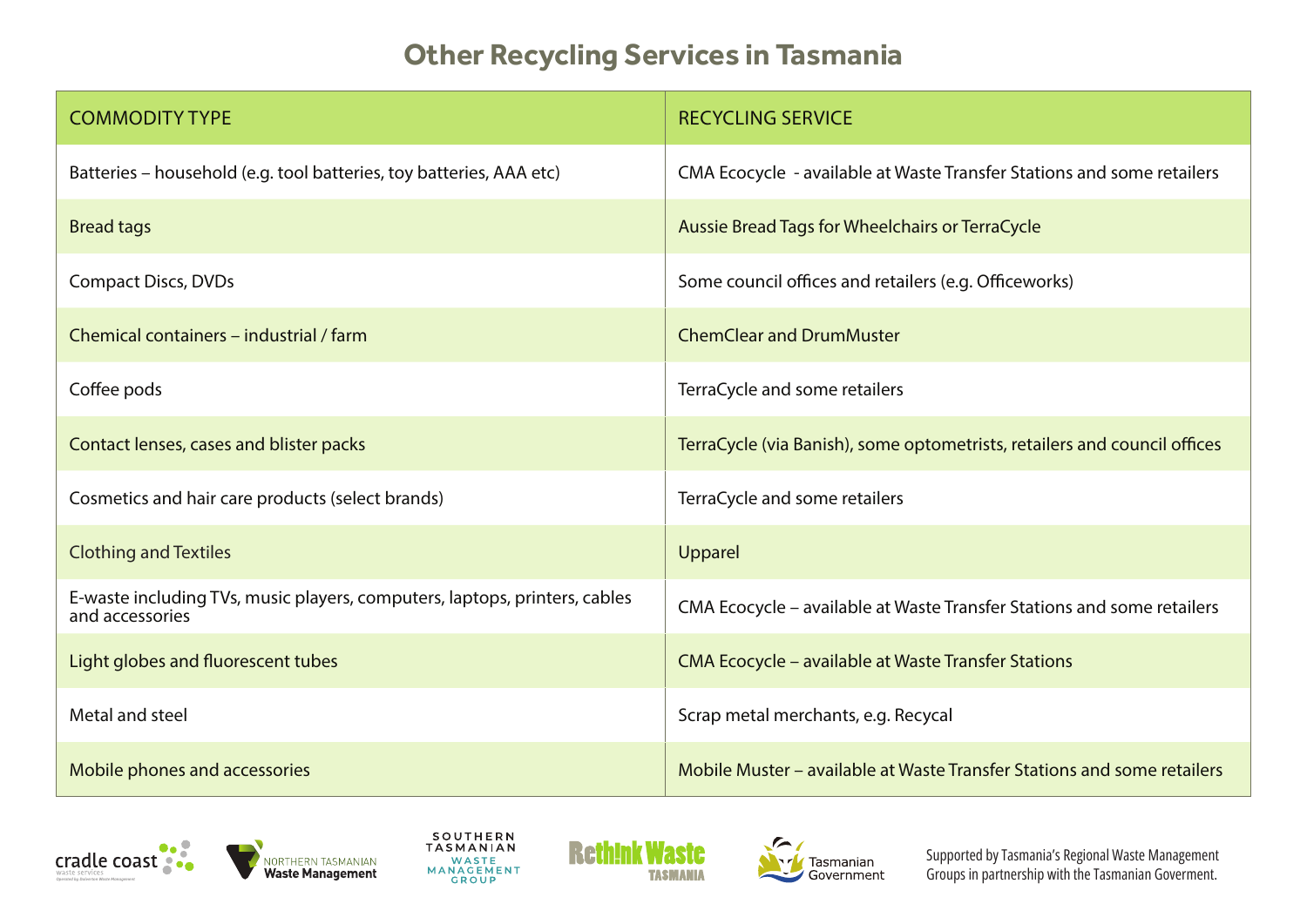# Other Recycling Services in Tasmania

| COMMODITY TYPE | RECYCLING SERVICE |
| --- | --- |
| Batteries – household (e.g. tool batteries, toy batteries, AAA etc) | CMA Ecocycle - available at Waste Transfer Stations and some retailers |
| Bread tags | Aussie Bread Tags for Wheelchairs or TerraCycle |
| Compact Discs, DVDs | Some council offices and retailers (e.g. Officeworks) |
| Chemical containers – industrial / farm | ChemClear and DrumMuster |
| Coffee pods | TerraCycle and some retailers |
| Contact lenses, cases and blister packs | TerraCycle (via Banish), some optometrists, retailers and council offices |
| Cosmetics and hair care products (select brands) | TerraCycle and some retailers |
| Clothing and Textiles | Upparel |
| E-waste including TVs, music players, computers, laptops, printers, cables and accessories | CMA Ecocycle – available at Waste Transfer Stations and some retailers |
| Light globes and fluorescent tubes | CMA Ecocycle – available at Waste Transfer Stations |
| Metal and steel | Scrap metal merchants, e.g. Recycal |
| Mobile phones and accessories | Mobile Muster – available at Waste Transfer Stations and some retailers |

Supported by Tasmania's Regional Waste Management Groups in partnership with the Tasmanian Goverment.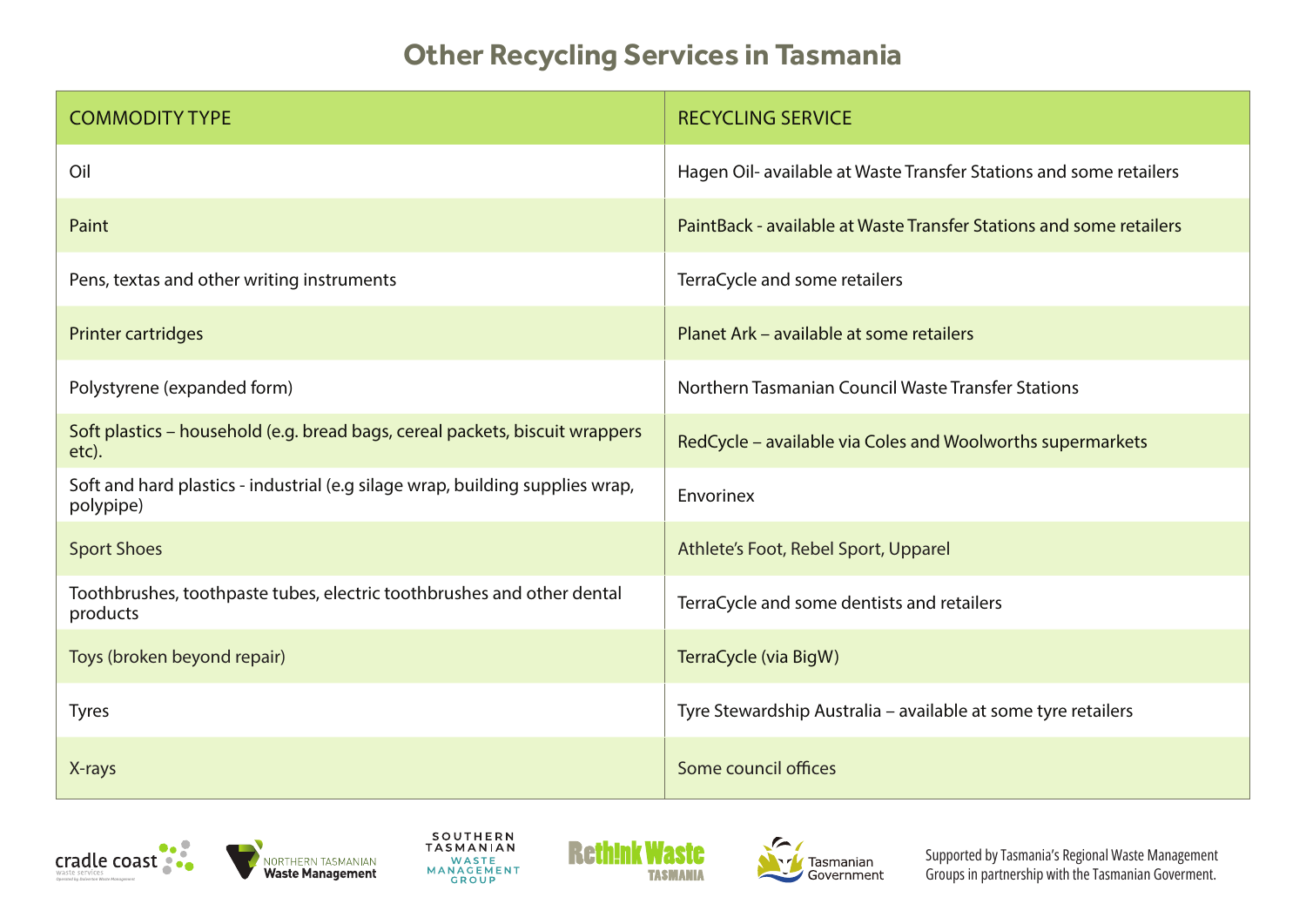# Other Recycling Services in Tasmania

| COMMODITY TYPE | RECYCLING SERVICE |
|---|---|
| Oil | Hagen Oil- available at Waste Transfer Stations and some retailers |
| Paint | PaintBack - available at Waste Transfer Stations and some retailers |
| Pens, textas and other writing instruments | TerraCycle and some retailers |
| Printer cartridges | Planet Ark – available at some retailers |
| Polystyrene (expanded form) | Northern Tasmanian Council Waste Transfer Stations |
| Soft plastics – household (e.g. bread bags, cereal packets, biscuit wrappers etc). | RedCycle – available via Coles and Woolworths supermarkets |
| Soft and hard plastics - industrial (e.g silage wrap, building supplies wrap, polypipe) | Envorinex |
| Sport Shoes | Athlete's Foot, Rebel Sport, Upparel |
| Toothbrushes, toothpaste tubes, electric toothbrushes and other dental products | TerraCycle and some dentists and retailers |
| Toys (broken beyond repair) | TerraCycle (via BigW) |
| Tyres | Tyre Stewardship Australia – available at some tyre retailers |
| X-rays | Some council offices |

cradle coast waste services

Northern Tasmanian Waste Management

Southern Tasmanian Waste Management Group

Rethink Waste Tasmania

Tasmanian Government

Supported by Tasmania's Regional Waste Management Groups in partnership with the Tasmanian Goverment.